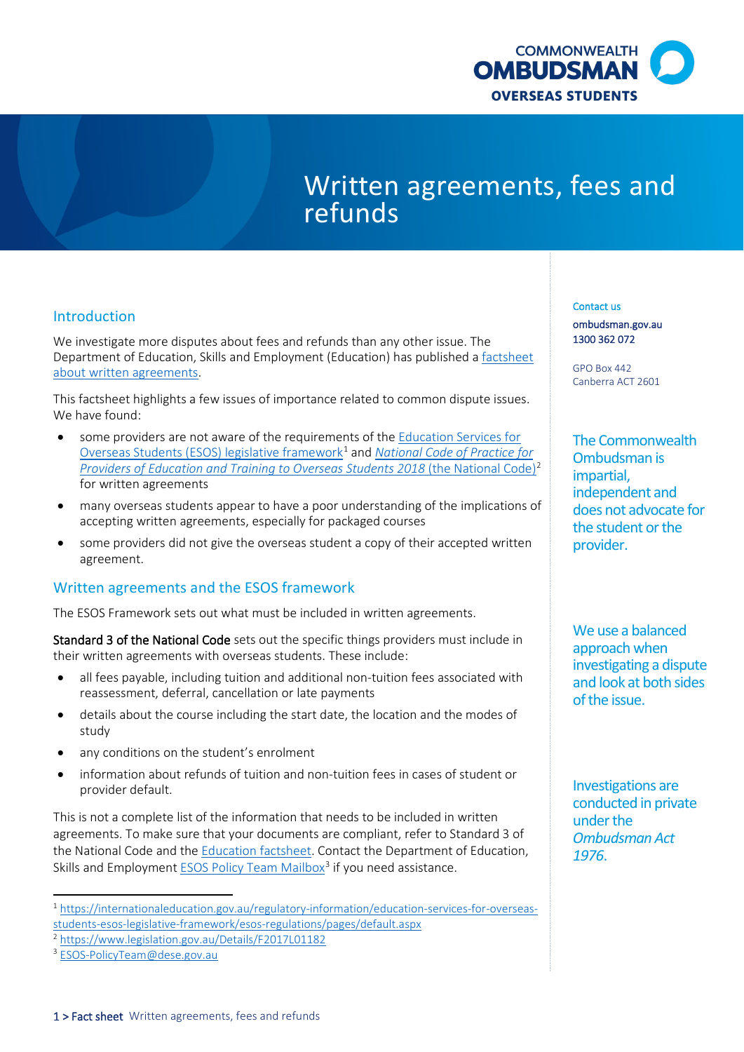# Written agreements, fees and refunds

## Introduction

We investigate more disputes about fees and refunds than any other issue. The Department of Education, Skills and Employment (Education) has published a factsheet about written agreements.

This factsheet highlights a few issues of importance related to common dispute issues. We have found:

- some providers are not aware of the requirements of the Education Services for Overseas Students (ESOS) legislative framework[1] and *National Code of Practice for Providers of Education and Training to Overseas Students 2018* (the National Code)[2] for written agreements
- many overseas students appear to have a poor understanding of the implications of accepting written agreements, especially for packaged courses
- some providers did not give the overseas student a copy of their accepted written agreement.

## Written agreements and the ESOS framework

The ESOS Framework sets out what must be included in written agreements.

**Standard 3 of the National Code** sets out the specific things providers must include in their written agreements with overseas students. These include:

- all fees payable, including tuition and additional non-tuition fees associated with reassessment, deferral, cancellation or late payments
- details about the course including the start date, the location and the modes of study
- any conditions on the student's enrolment
- information about refunds of tuition and non-tuition fees in cases of student or provider default.

This is not a complete list of the information that needs to be included in written agreements. To make sure that your documents are compliant, refer to Standard 3 of the National Code and the Education factsheet. Contact the Department of Education, Skills and Employment ESOS Policy Team Mailbox[3] if you need assistance.

Contact us

ombudsman.gov.au
1300 362 072

GPO Box 442
Canberra ACT 2601

The Commonwealth Ombudsman is impartial, independent and does not advocate for the student or the provider.

We use a balanced approach when investigating a dispute and look at both sides of the issue.

Investigations are conducted in private under the *Ombudsman Act 1976*.

---

[1] https://internationaleducation.gov.au/regulatory-information/education-services-for-overseas-students-esos-legislative-framework/esos-regulations/pages/default.aspx

[2] https://www.legislation.gov.au/Details/F2017L01182

[3] ESOS-PolicyTeam@dese.gov.au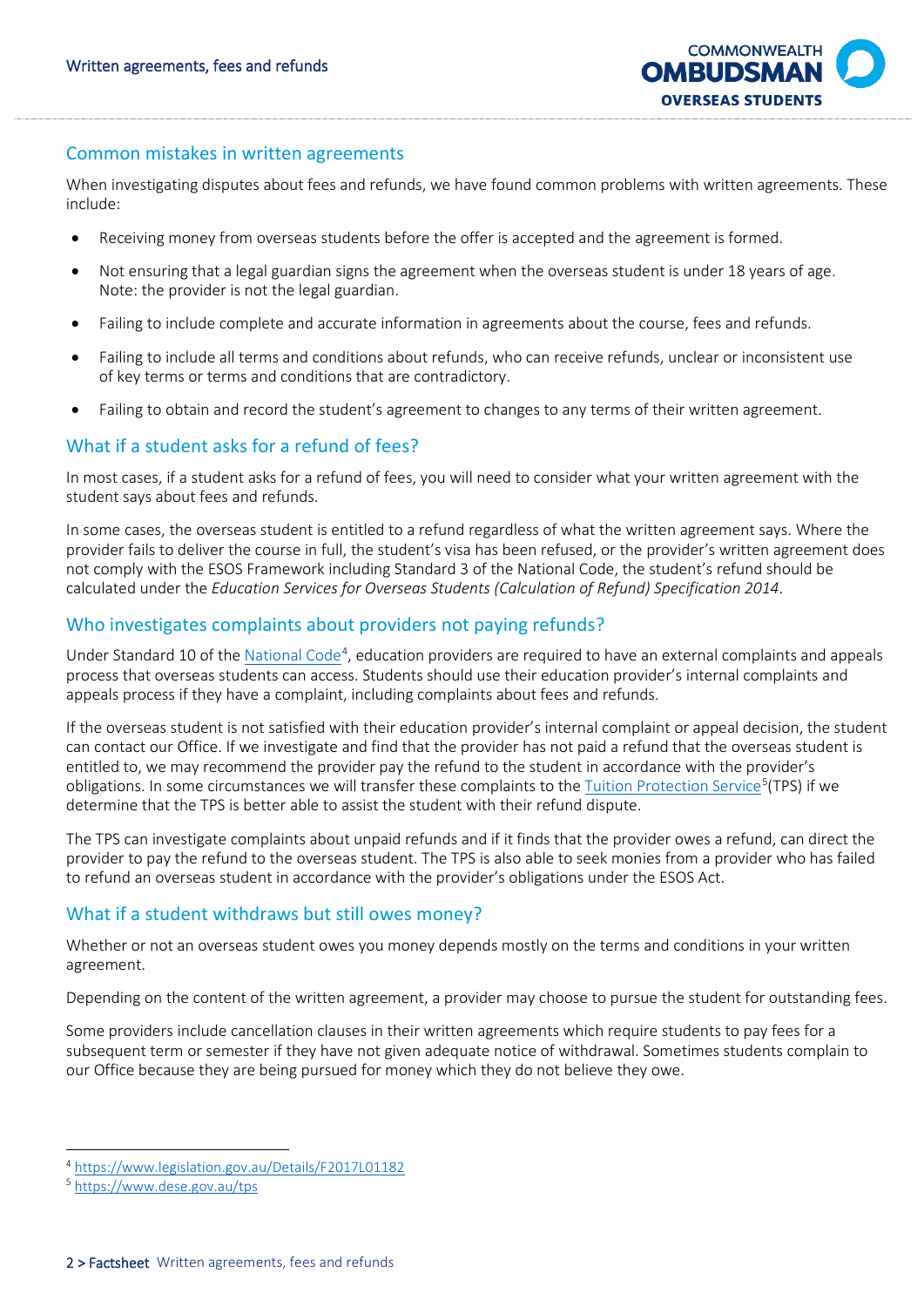## Common mistakes in written agreements

When investigating disputes about fees and refunds, we have found common problems with written agreements. These include:

- Receiving money from overseas students before the offer is accepted and the agreement is formed.
- Not ensuring that a legal guardian signs the agreement when the overseas student is under 18 years of age. Note: the provider is not the legal guardian.
- Failing to include complete and accurate information in agreements about the course, fees and refunds.
- Failing to include all terms and conditions about refunds, who can receive refunds, unclear or inconsistent use of key terms or terms and conditions that are contradictory.
- Failing to obtain and record the student's agreement to changes to any terms of their written agreement.

## What if a student asks for a refund of fees?

In most cases, if a student asks for a refund of fees, you will need to consider what your written agreement with the student says about fees and refunds.

In some cases, the overseas student is entitled to a refund regardless of what the written agreement says. Where the provider fails to deliver the course in full, the student's visa has been refused, or the provider's written agreement does not comply with the ESOS Framework including Standard 3 of the National Code, the student's refund should be calculated under the *Education Services for Overseas Students (Calculation of Refund) Specification 2014*.

## Who investigates complaints about providers not paying refunds?

Under Standard 10 of the National Code[4], education providers are required to have an external complaints and appeals process that overseas students can access. Students should use their education provider's internal complaints and appeals process if they have a complaint, including complaints about fees and refunds.

If the overseas student is not satisfied with their education provider's internal complaint or appeal decision, the student can contact our Office. If we investigate and find that the provider has not paid a refund that the overseas student is entitled to, we may recommend the provider pay the refund to the student in accordance with the provider's obligations. In some circumstances we will transfer these complaints to the Tuition Protection Service[5](TPS) if we determine that the TPS is better able to assist the student with their refund dispute.

The TPS can investigate complaints about unpaid refunds and if it finds that the provider owes a refund, can direct the provider to pay the refund to the overseas student. The TPS is also able to seek monies from a provider who has failed to refund an overseas student in accordance with the provider's obligations under the ESOS Act.

## What if a student withdraws but still owes money?

Whether or not an overseas student owes you money depends mostly on the terms and conditions in your written agreement.

Depending on the content of the written agreement, a provider may choose to pursue the student for outstanding fees.

Some providers include cancellation clauses in their written agreements which require students to pay fees for a subsequent term or semester if they have not given adequate notice of withdrawal. Sometimes students complain to our Office because they are being pursued for money which they do not believe they owe.

---

[4] https://www.legislation.gov.au/Details/F2017L01182

[5] https://www.dese.gov.au/tps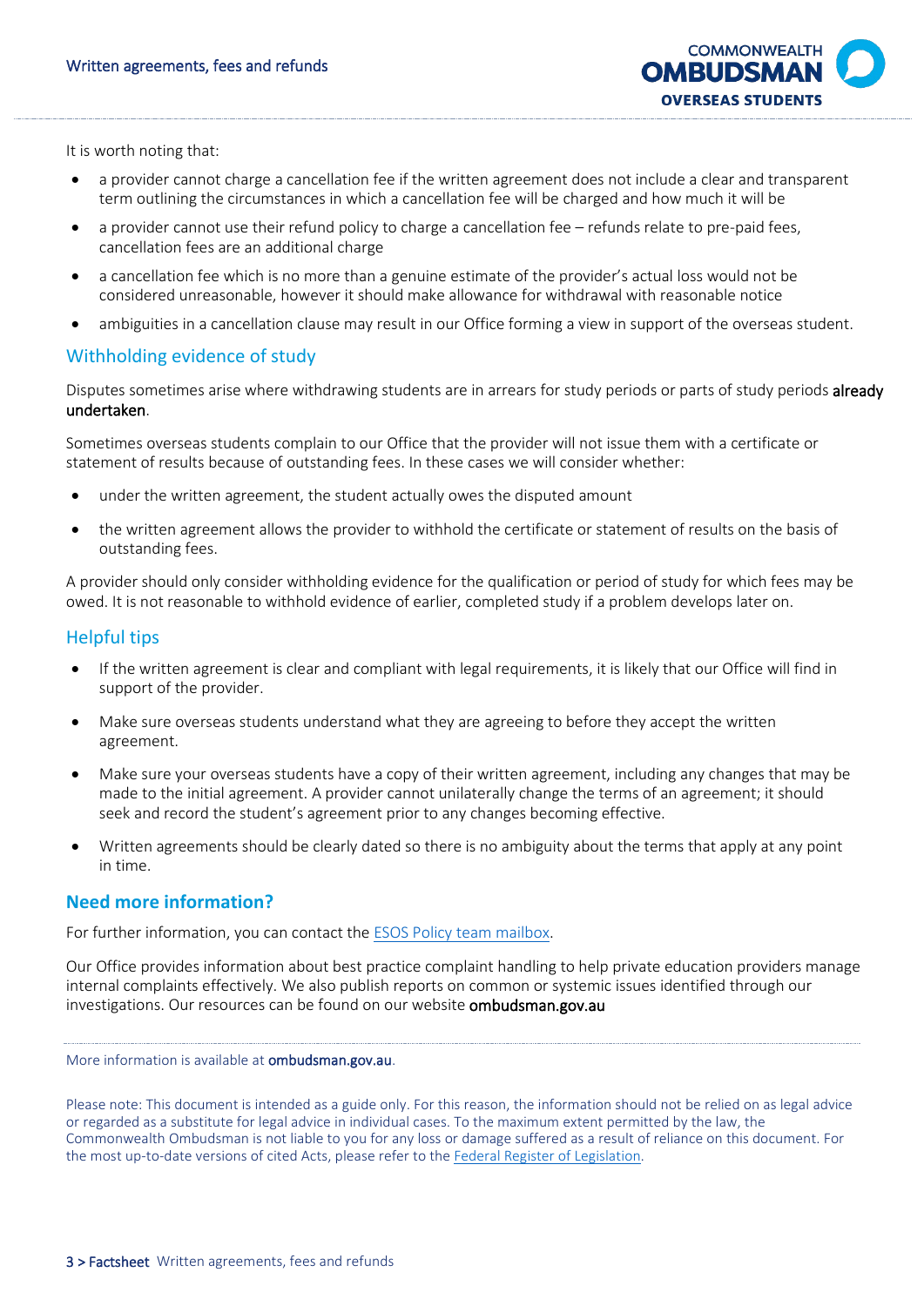It is worth noting that:

- a provider cannot charge a cancellation fee if the written agreement does not include a clear and transparent term outlining the circumstances in which a cancellation fee will be charged and how much it will be
- a provider cannot use their refund policy to charge a cancellation fee – refunds relate to pre-paid fees, cancellation fees are an additional charge
- a cancellation fee which is no more than a genuine estimate of the provider's actual loss would not be considered unreasonable, however it should make allowance for withdrawal with reasonable notice
- ambiguities in a cancellation clause may result in our Office forming a view in support of the overseas student.

## Withholding evidence of study

Disputes sometimes arise where withdrawing students are in arrears for study periods or parts of study periods already undertaken.

Sometimes overseas students complain to our Office that the provider will not issue them with a certificate or statement of results because of outstanding fees. In these cases we will consider whether:

- under the written agreement, the student actually owes the disputed amount
- the written agreement allows the provider to withhold the certificate or statement of results on the basis of outstanding fees.

A provider should only consider withholding evidence for the qualification or period of study for which fees may be owed. It is not reasonable to withhold evidence of earlier, completed study if a problem develops later on.

## Helpful tips

- If the written agreement is clear and compliant with legal requirements, it is likely that our Office will find in support of the provider.
- Make sure overseas students understand what they are agreeing to before they accept the written agreement.
- Make sure your overseas students have a copy of their written agreement, including any changes that may be made to the initial agreement. A provider cannot unilaterally change the terms of an agreement; it should seek and record the student's agreement prior to any changes becoming effective.
- Written agreements should be clearly dated so there is no ambiguity about the terms that apply at any point in time.

## Need more information?

For further information, you can contact the ESOS Policy team mailbox.

Our Office provides information about best practice complaint handling to help private education providers manage internal complaints effectively. We also publish reports on common or systemic issues identified through our investigations. Our resources can be found on our website **ombudsman.gov.au**

More information is available at **ombudsman.gov.au**.

Please note: This document is intended as a guide only. For this reason, the information should not be relied on as legal advice or regarded as a substitute for legal advice in individual cases. To the maximum extent permitted by the law, the Commonwealth Ombudsman is not liable to you for any loss or damage suffered as a result of reliance on this document. For the most up-to-date versions of cited Acts, please refer to the Federal Register of Legislation.